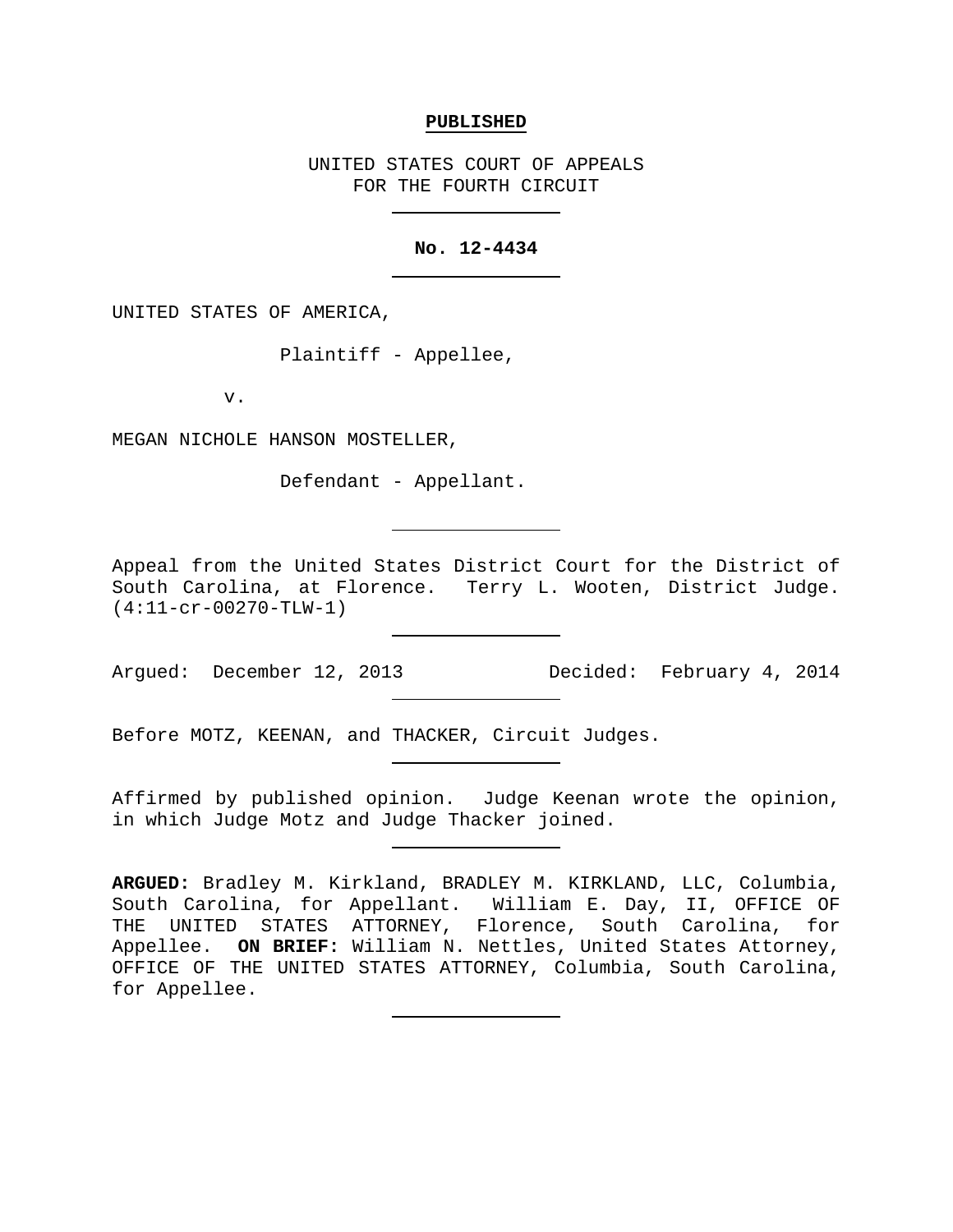**PUBLISHED**

UNITED STATES COURT OF APPEALS
FOR THE FOURTH CIRCUIT

---

**No. 12-4434**

---

UNITED STATES OF AMERICA,

Plaintiff - Appellee,

v.

MEGAN NICHOLE HANSON MOSTELLER,

Defendant - Appellant.

---

Appeal from the United States District Court for the District of South Carolina, at Florence. Terry L. Wooten, District Judge. (4:11-cr-00270-TLW-1)

---

Argued: December 12, 2013 Decided: February 4, 2014

---

Before MOTZ, KEENAN, and THACKER, Circuit Judges.

---

Affirmed by published opinion. Judge Keenan wrote the opinion, in which Judge Motz and Judge Thacker joined.

---

**ARGUED:** Bradley M. Kirkland, BRADLEY M. KIRKLAND, LLC, Columbia, South Carolina, for Appellant. William E. Day, II, OFFICE OF THE UNITED STATES ATTORNEY, Florence, South Carolina, for Appellee. **ON BRIEF:** William N. Nettles, United States Attorney, OFFICE OF THE UNITED STATES ATTORNEY, Columbia, South Carolina, for Appellee.

---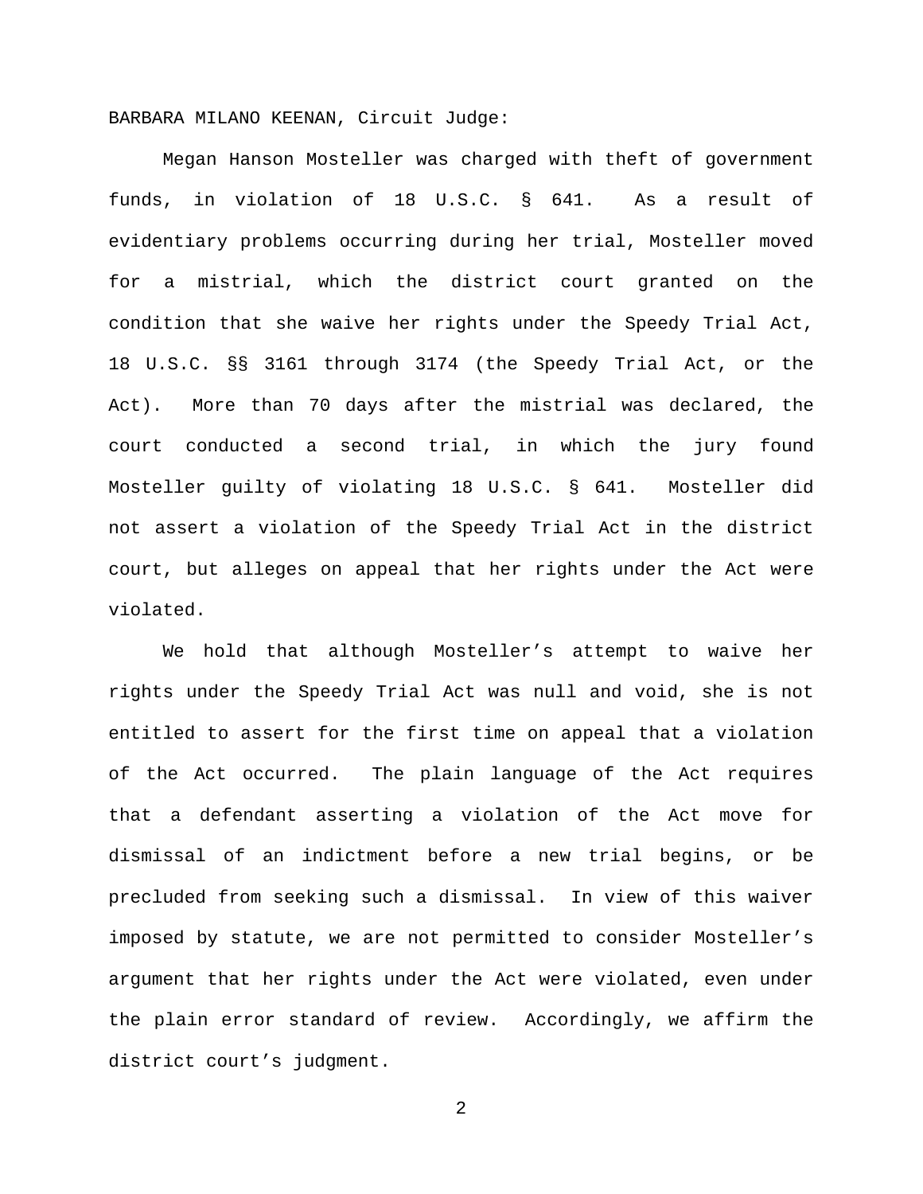BARBARA MILANO KEENAN, Circuit Judge:

Megan Hanson Mosteller was charged with theft of government funds, in violation of 18 U.S.C. § 641. As a result of evidentiary problems occurring during her trial, Mosteller moved for a mistrial, which the district court granted on the condition that she waive her rights under the Speedy Trial Act, 18 U.S.C. §§ 3161 through 3174 (the Speedy Trial Act, or the Act). More than 70 days after the mistrial was declared, the court conducted a second trial, in which the jury found Mosteller guilty of violating 18 U.S.C. § 641. Mosteller did not assert a violation of the Speedy Trial Act in the district court, but alleges on appeal that her rights under the Act were violated.

We hold that although Mosteller's attempt to waive her rights under the Speedy Trial Act was null and void, she is not entitled to assert for the first time on appeal that a violation of the Act occurred. The plain language of the Act requires that a defendant asserting a violation of the Act move for dismissal of an indictment before a new trial begins, or be precluded from seeking such a dismissal. In view of this waiver imposed by statute, we are not permitted to consider Mosteller's argument that her rights under the Act were violated, even under the plain error standard of review. Accordingly, we affirm the district court's judgment.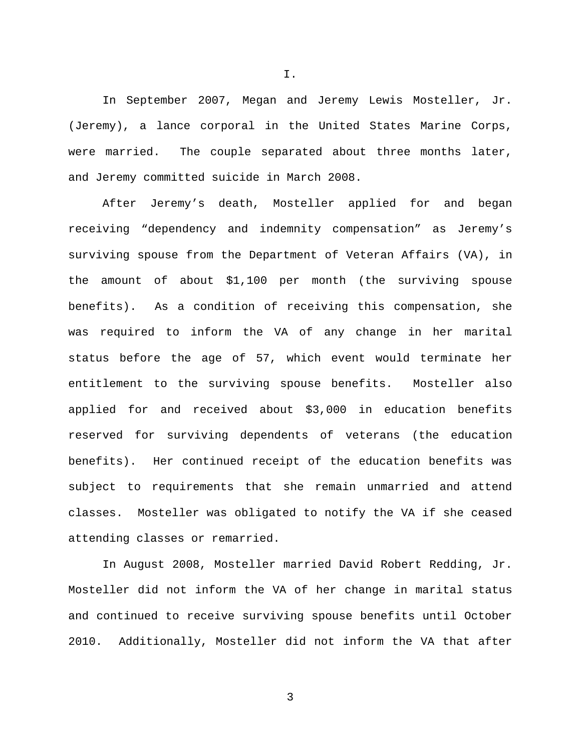I.

In September 2007, Megan and Jeremy Lewis Mosteller, Jr. (Jeremy), a lance corporal in the United States Marine Corps, were married. The couple separated about three months later, and Jeremy committed suicide in March 2008.

After Jeremy's death, Mosteller applied for and began receiving "dependency and indemnity compensation" as Jeremy's surviving spouse from the Department of Veteran Affairs (VA), in the amount of about $1,100 per month (the surviving spouse benefits). As a condition of receiving this compensation, she was required to inform the VA of any change in her marital status before the age of 57, which event would terminate her entitlement to the surviving spouse benefits. Mosteller also applied for and received about $3,000 in education benefits reserved for surviving dependents of veterans (the education benefits). Her continued receipt of the education benefits was subject to requirements that she remain unmarried and attend classes. Mosteller was obligated to notify the VA if she ceased attending classes or remarried.

In August 2008, Mosteller married David Robert Redding, Jr. Mosteller did not inform the VA of her change in marital status and continued to receive surviving spouse benefits until October 2010. Additionally, Mosteller did not inform the VA that after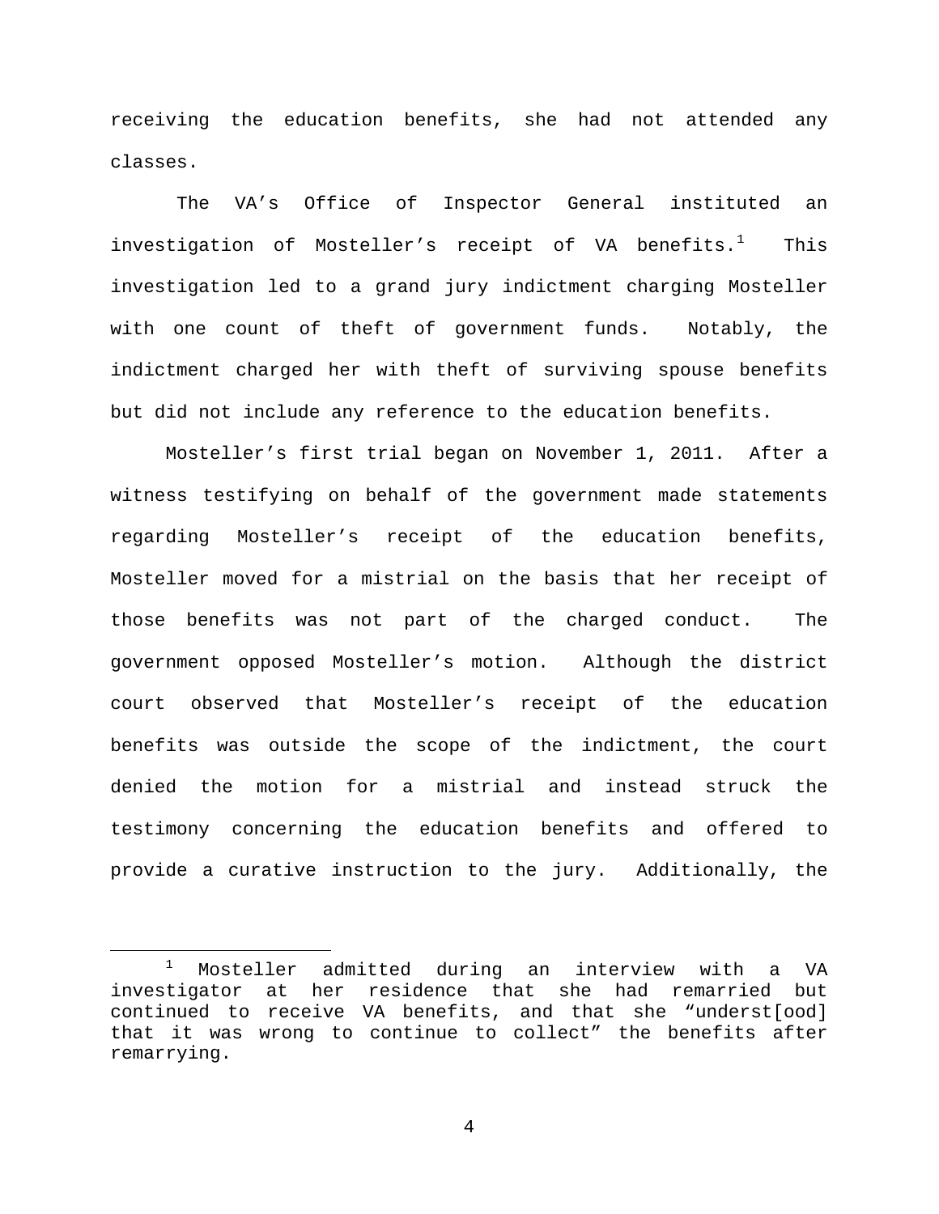receiving the education benefits, she had not attended any classes.

The VA's Office of Inspector General instituted an investigation of Mosteller's receipt of VA benefits.[1] This investigation led to a grand jury indictment charging Mosteller with one count of theft of government funds. Notably, the indictment charged her with theft of surviving spouse benefits but did not include any reference to the education benefits.

Mosteller's first trial began on November 1, 2011. After a witness testifying on behalf of the government made statements regarding Mosteller's receipt of the education benefits, Mosteller moved for a mistrial on the basis that her receipt of those benefits was not part of the charged conduct. The government opposed Mosteller's motion. Although the district court observed that Mosteller's receipt of the education benefits was outside the scope of the indictment, the court denied the motion for a mistrial and instead struck the testimony concerning the education benefits and offered to provide a curative instruction to the jury. Additionally, the

---

[1] Mosteller admitted during an interview with a VA investigator at her residence that she had remarried but continued to receive VA benefits, and that she "underst[ood] that it was wrong to continue to collect" the benefits after remarrying.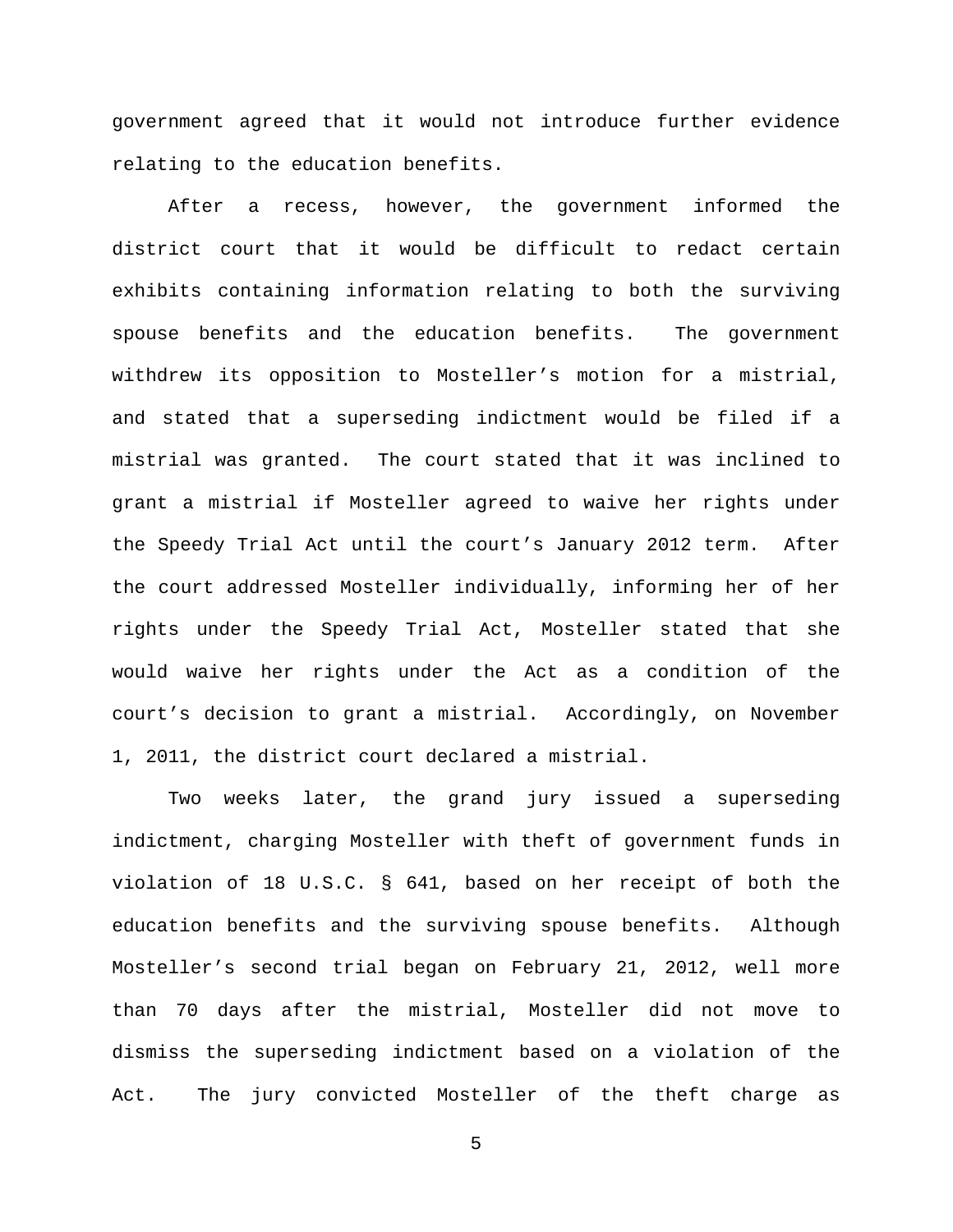government agreed that it would not introduce further evidence relating to the education benefits.

After a recess, however, the government informed the district court that it would be difficult to redact certain exhibits containing information relating to both the surviving spouse benefits and the education benefits. The government withdrew its opposition to Mosteller's motion for a mistrial, and stated that a superseding indictment would be filed if a mistrial was granted. The court stated that it was inclined to grant a mistrial if Mosteller agreed to waive her rights under the Speedy Trial Act until the court's January 2012 term. After the court addressed Mosteller individually, informing her of her rights under the Speedy Trial Act, Mosteller stated that she would waive her rights under the Act as a condition of the court's decision to grant a mistrial. Accordingly, on November 1, 2011, the district court declared a mistrial.

Two weeks later, the grand jury issued a superseding indictment, charging Mosteller with theft of government funds in violation of 18 U.S.C. § 641, based on her receipt of both the education benefits and the surviving spouse benefits. Although Mosteller's second trial began on February 21, 2012, well more than 70 days after the mistrial, Mosteller did not move to dismiss the superseding indictment based on a violation of the Act. The jury convicted Mosteller of the theft charge as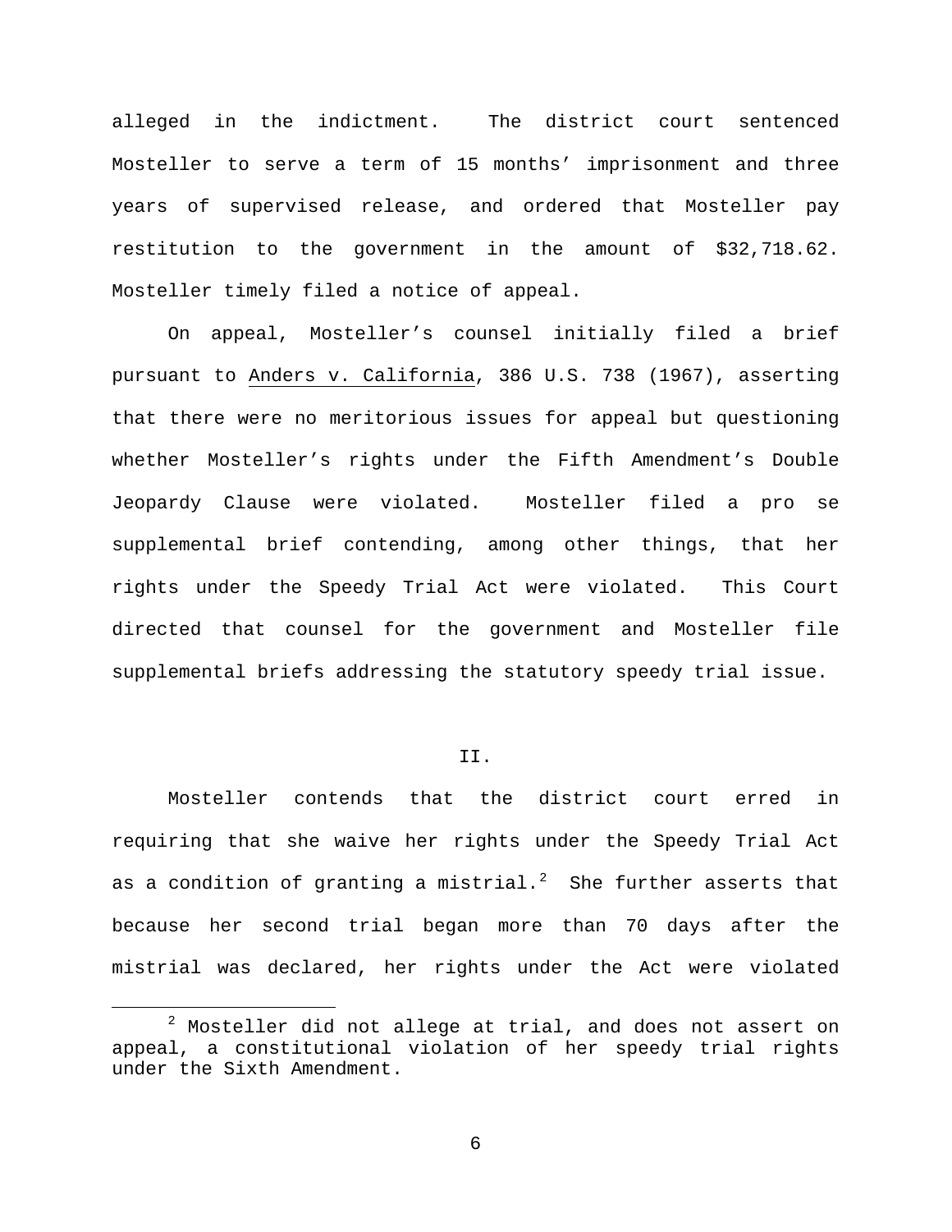alleged in the indictment. The district court sentenced Mosteller to serve a term of 15 months' imprisonment and three years of supervised release, and ordered that Mosteller pay restitution to the government in the amount of $32,718.62. Mosteller timely filed a notice of appeal.

On appeal, Mosteller's counsel initially filed a brief pursuant to Anders v. California, 386 U.S. 738 (1967), asserting that there were no meritorious issues for appeal but questioning whether Mosteller's rights under the Fifth Amendment's Double Jeopardy Clause were violated. Mosteller filed a pro se supplemental brief contending, among other things, that her rights under the Speedy Trial Act were violated. This Court directed that counsel for the government and Mosteller file supplemental briefs addressing the statutory speedy trial issue.

## II.

Mosteller contends that the district court erred in requiring that she waive her rights under the Speedy Trial Act as a condition of granting a mistrial.[2] She further asserts that because her second trial began more than 70 days after the mistrial was declared, her rights under the Act were violated

[2] Mosteller did not allege at trial, and does not assert on appeal, a constitutional violation of her speedy trial rights under the Sixth Amendment.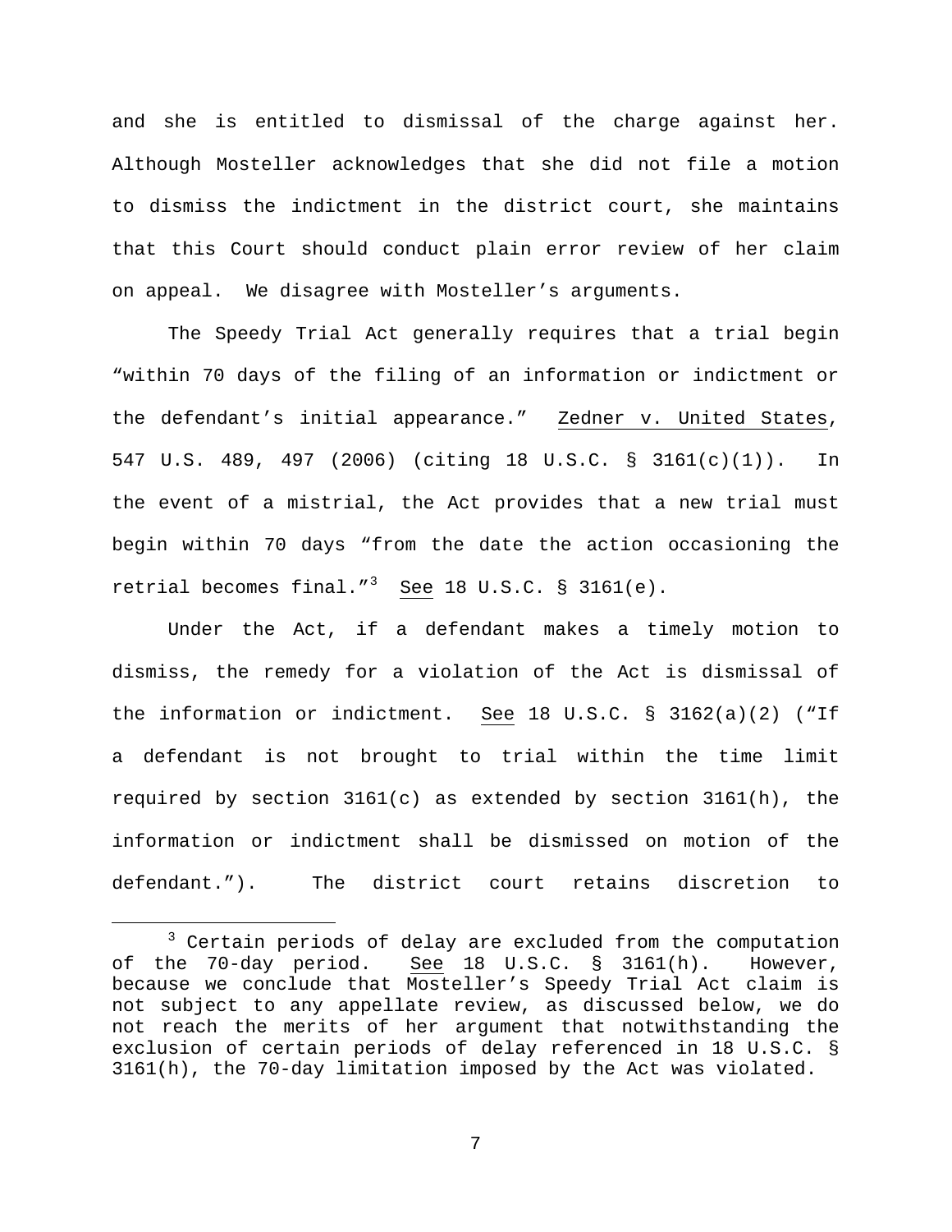and she is entitled to dismissal of the charge against her. Although Mosteller acknowledges that she did not file a motion to dismiss the indictment in the district court, she maintains that this Court should conduct plain error review of her claim on appeal. We disagree with Mosteller's arguments.

The Speedy Trial Act generally requires that a trial begin "within 70 days of the filing of an information or indictment or the defendant's initial appearance." Zedner v. United States, 547 U.S. 489, 497 (2006) (citing 18 U.S.C. § 3161(c)(1)). In the event of a mistrial, the Act provides that a new trial must begin within 70 days "from the date the action occasioning the retrial becomes final."[3] See 18 U.S.C. § 3161(e).

Under the Act, if a defendant makes a timely motion to dismiss, the remedy for a violation of the Act is dismissal of the information or indictment. See 18 U.S.C. § 3162(a)(2) ("If a defendant is not brought to trial within the time limit required by section 3161(c) as extended by section 3161(h), the information or indictment shall be dismissed on motion of the defendant."). The district court retains discretion to

[3] Certain periods of delay are excluded from the computation of the 70-day period. See 18 U.S.C. § 3161(h). However, because we conclude that Mosteller's Speedy Trial Act claim is not subject to any appellate review, as discussed below, we do not reach the merits of her argument that notwithstanding the exclusion of certain periods of delay referenced in 18 U.S.C. § 3161(h), the 70-day limitation imposed by the Act was violated.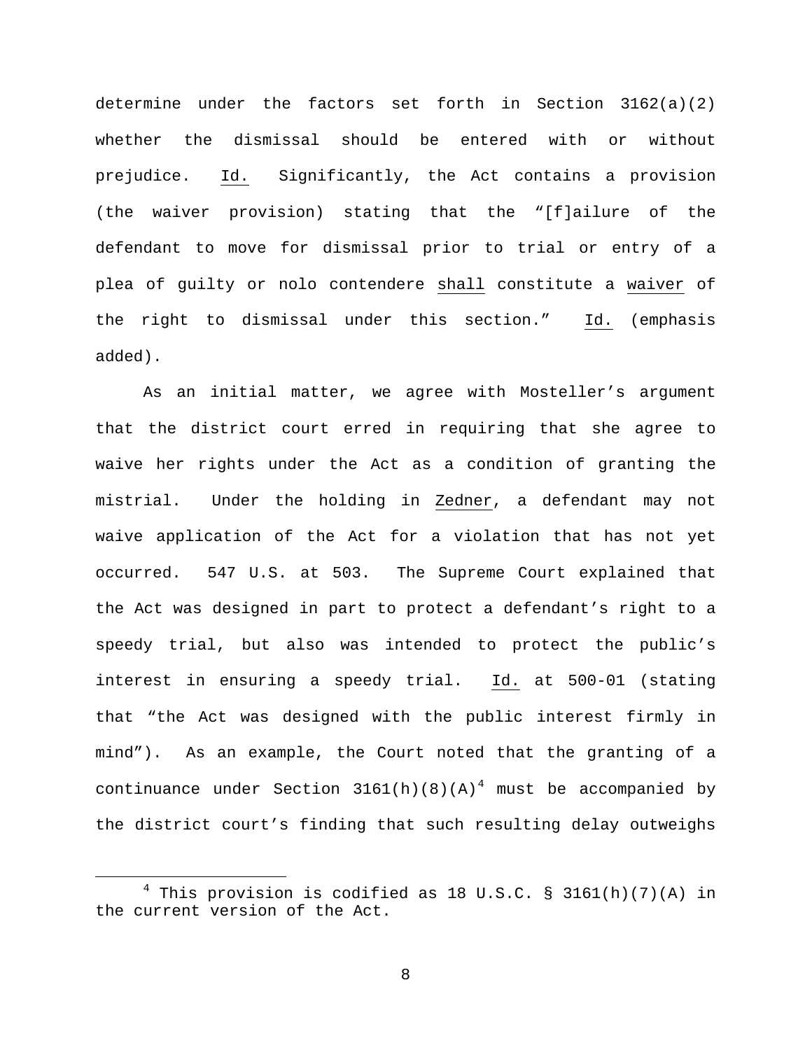determine under the factors set forth in Section 3162(a)(2) whether the dismissal should be entered with or without prejudice. Id. Significantly, the Act contains a provision (the waiver provision) stating that the "[f]ailure of the defendant to move for dismissal prior to trial or entry of a plea of guilty or nolo contendere shall constitute a waiver of the right to dismissal under this section." Id. (emphasis added).

As an initial matter, we agree with Mosteller's argument that the district court erred in requiring that she agree to waive her rights under the Act as a condition of granting the mistrial. Under the holding in Zedner, a defendant may not waive application of the Act for a violation that has not yet occurred. 547 U.S. at 503. The Supreme Court explained that the Act was designed in part to protect a defendant's right to a speedy trial, but also was intended to protect the public's interest in ensuring a speedy trial. Id. at 500-01 (stating that "the Act was designed with the public interest firmly in mind"). As an example, the Court noted that the granting of a continuance under Section 3161(h)(8)(A)[4] must be accompanied by the district court's finding that such resulting delay outweighs

[4] This provision is codified as 18 U.S.C. § 3161(h)(7)(A) in the current version of the Act.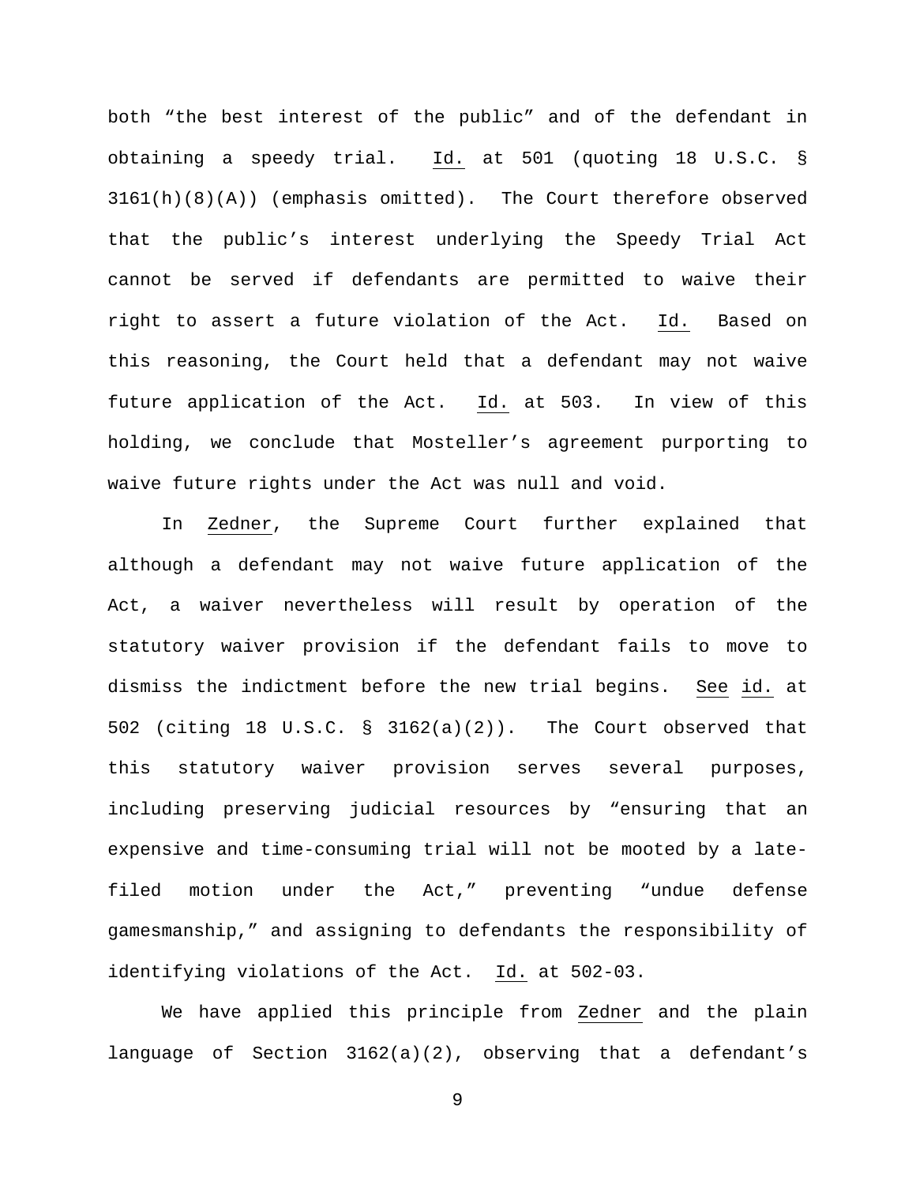both "the best interest of the public" and of the defendant in obtaining a speedy trial. Id. at 501 (quoting 18 U.S.C. § 3161(h)(8)(A)) (emphasis omitted). The Court therefore observed that the public's interest underlying the Speedy Trial Act cannot be served if defendants are permitted to waive their right to assert a future violation of the Act. Id. Based on this reasoning, the Court held that a defendant may not waive future application of the Act. Id. at 503. In view of this holding, we conclude that Mosteller's agreement purporting to waive future rights under the Act was null and void.

In Zedner, the Supreme Court further explained that although a defendant may not waive future application of the Act, a waiver nevertheless will result by operation of the statutory waiver provision if the defendant fails to move to dismiss the indictment before the new trial begins. See id. at 502 (citing 18 U.S.C. § 3162(a)(2)). The Court observed that this statutory waiver provision serves several purposes, including preserving judicial resources by "ensuring that an expensive and time-consuming trial will not be mooted by a late-filed motion under the Act," preventing "undue defense gamesmanship," and assigning to defendants the responsibility of identifying violations of the Act. Id. at 502-03.

We have applied this principle from Zedner and the plain language of Section 3162(a)(2), observing that a defendant's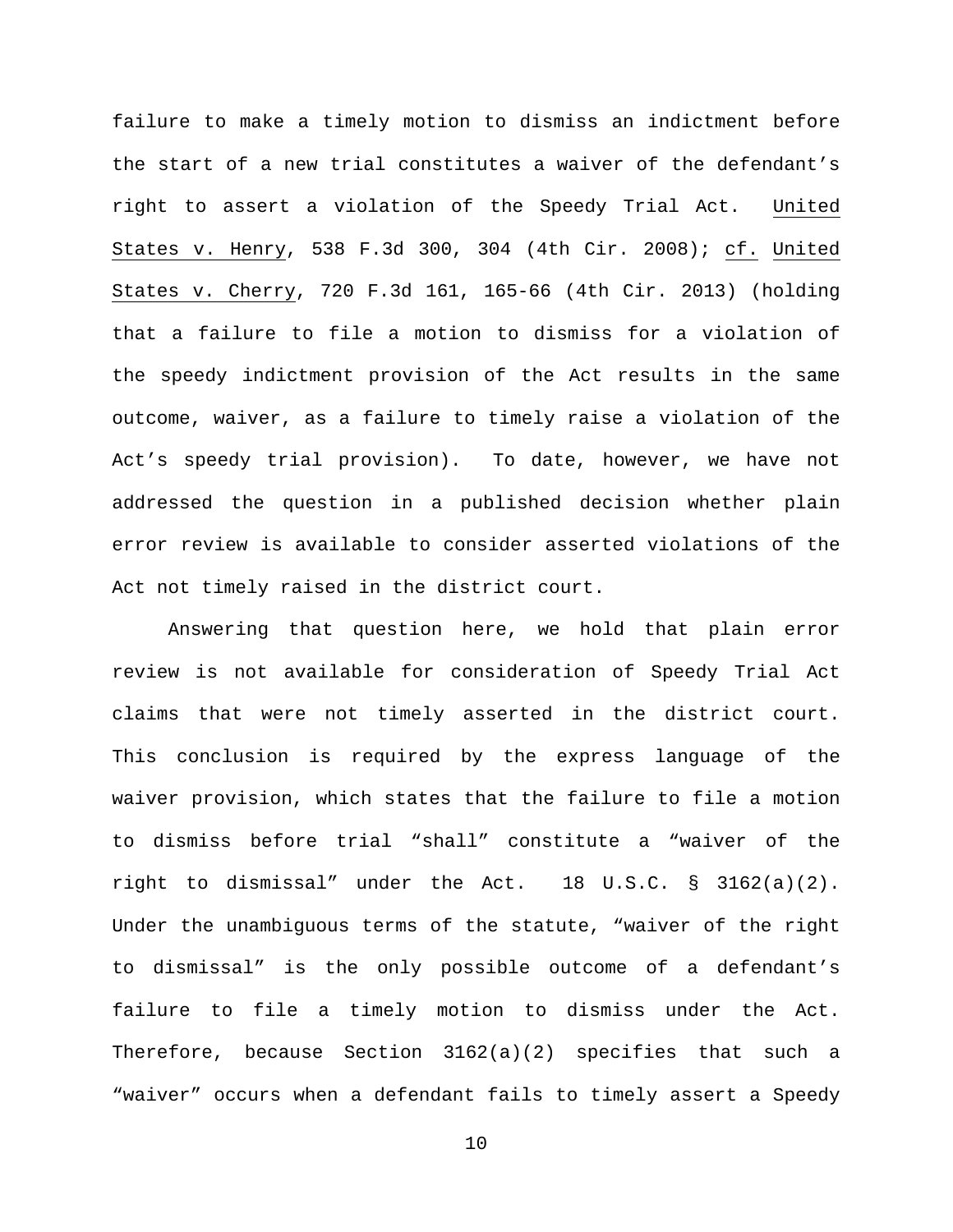failure to make a timely motion to dismiss an indictment before the start of a new trial constitutes a waiver of the defendant's right to assert a violation of the Speedy Trial Act. United States v. Henry, 538 F.3d 300, 304 (4th Cir. 2008); cf. United States v. Cherry, 720 F.3d 161, 165-66 (4th Cir. 2013) (holding that a failure to file a motion to dismiss for a violation of the speedy indictment provision of the Act results in the same outcome, waiver, as a failure to timely raise a violation of the Act's speedy trial provision). To date, however, we have not addressed the question in a published decision whether plain error review is available to consider asserted violations of the Act not timely raised in the district court.

Answering that question here, we hold that plain error review is not available for consideration of Speedy Trial Act claims that were not timely asserted in the district court. This conclusion is required by the express language of the waiver provision, which states that the failure to file a motion to dismiss before trial "shall" constitute a "waiver of the right to dismissal" under the Act. 18 U.S.C. § 3162(a)(2). Under the unambiguous terms of the statute, "waiver of the right to dismissal" is the only possible outcome of a defendant's failure to file a timely motion to dismiss under the Act. Therefore, because Section 3162(a)(2) specifies that such a "waiver" occurs when a defendant fails to timely assert a Speedy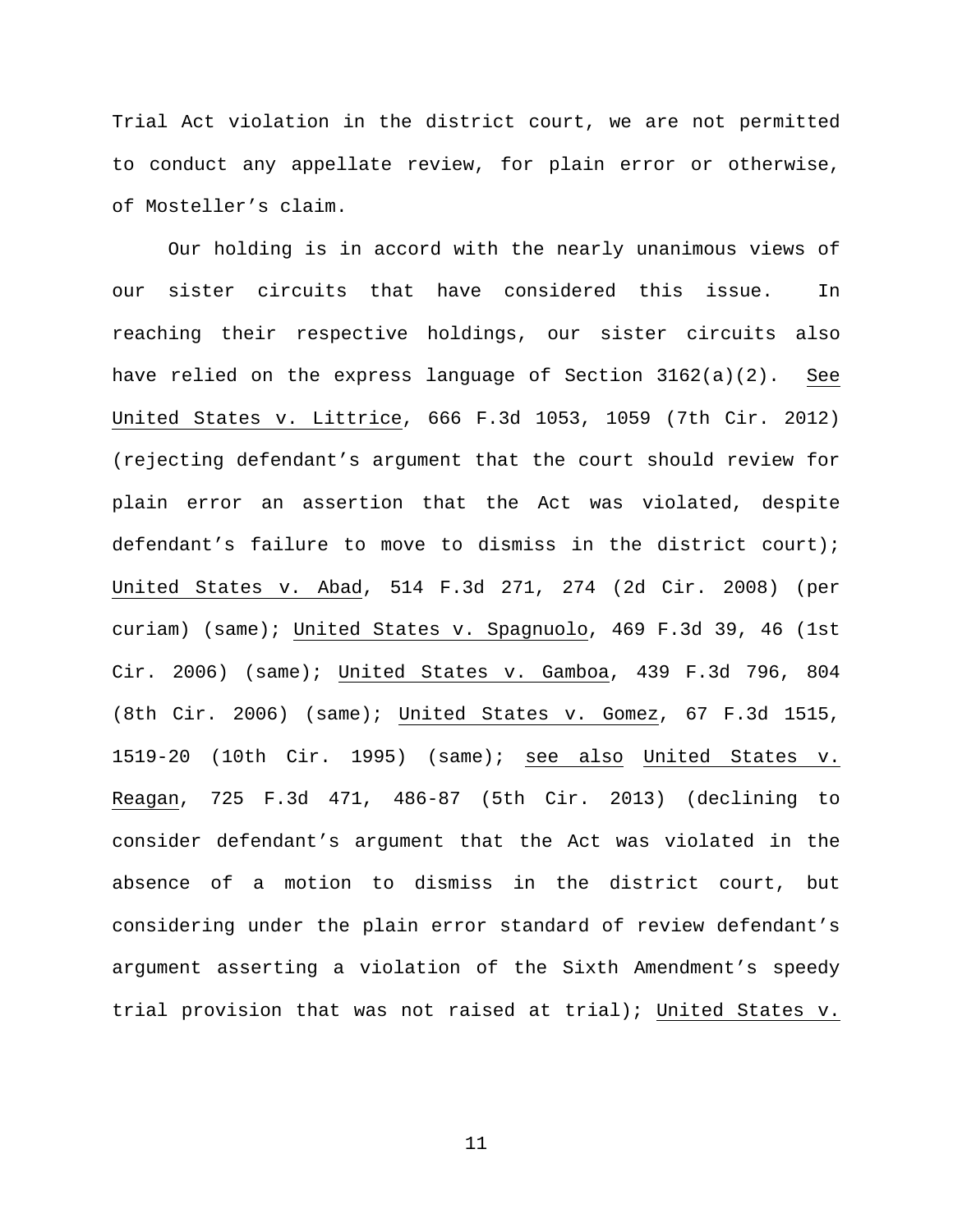Trial Act violation in the district court, we are not permitted to conduct any appellate review, for plain error or otherwise, of Mosteller's claim.

Our holding is in accord with the nearly unanimous views of our sister circuits that have considered this issue. In reaching their respective holdings, our sister circuits also have relied on the express language of Section 3162(a)(2). See United States v. Littrice, 666 F.3d 1053, 1059 (7th Cir. 2012) (rejecting defendant's argument that the court should review for plain error an assertion that the Act was violated, despite defendant's failure to move to dismiss in the district court); United States v. Abad, 514 F.3d 271, 274 (2d Cir. 2008) (per curiam) (same); United States v. Spagnuolo, 469 F.3d 39, 46 (1st Cir. 2006) (same); United States v. Gamboa, 439 F.3d 796, 804 (8th Cir. 2006) (same); United States v. Gomez, 67 F.3d 1515, 1519-20 (10th Cir. 1995) (same); see also United States v. Reagan, 725 F.3d 471, 486-87 (5th Cir. 2013) (declining to consider defendant's argument that the Act was violated in the absence of a motion to dismiss in the district court, but considering under the plain error standard of review defendant's argument asserting a violation of the Sixth Amendment's speedy trial provision that was not raised at trial); United States v.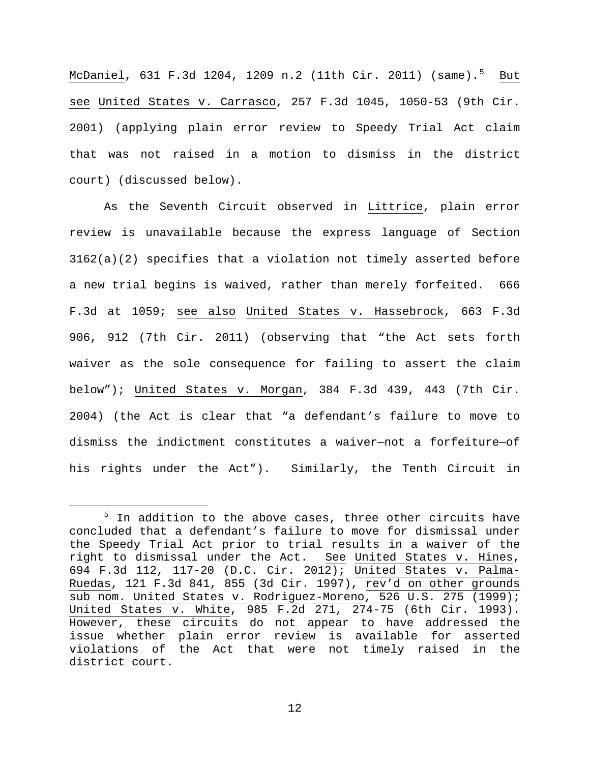McDaniel, 631 F.3d 1204, 1209 n.2 (11th Cir. 2011) (same).[5] But see United States v. Carrasco, 257 F.3d 1045, 1050-53 (9th Cir. 2001) (applying plain error review to Speedy Trial Act claim that was not raised in a motion to dismiss in the district court) (discussed below).

As the Seventh Circuit observed in Littrice, plain error review is unavailable because the express language of Section 3162(a)(2) specifies that a violation not timely asserted before a new trial begins is waived, rather than merely forfeited. 666 F.3d at 1059; see also United States v. Hassebrock, 663 F.3d 906, 912 (7th Cir. 2011) (observing that "the Act sets forth waiver as the sole consequence for failing to assert the claim below"); United States v. Morgan, 384 F.3d 439, 443 (7th Cir. 2004) (the Act is clear that "a defendant's failure to move to dismiss the indictment constitutes a waiver—not a forfeiture—of his rights under the Act"). Similarly, the Tenth Circuit in

[5] In addition to the above cases, three other circuits have concluded that a defendant's failure to move for dismissal under the Speedy Trial Act prior to trial results in a waiver of the right to dismissal under the Act. See United States v. Hines, 694 F.3d 112, 117-20 (D.C. Cir. 2012); United States v. Palma-Ruedas, 121 F.3d 841, 855 (3d Cir. 1997), rev'd on other grounds sub nom. United States v. Rodriguez-Moreno, 526 U.S. 275 (1999); United States v. White, 985 F.2d 271, 274-75 (6th Cir. 1993). However, these circuits do not appear to have addressed the issue whether plain error review is available for asserted violations of the Act that were not timely raised in the district court.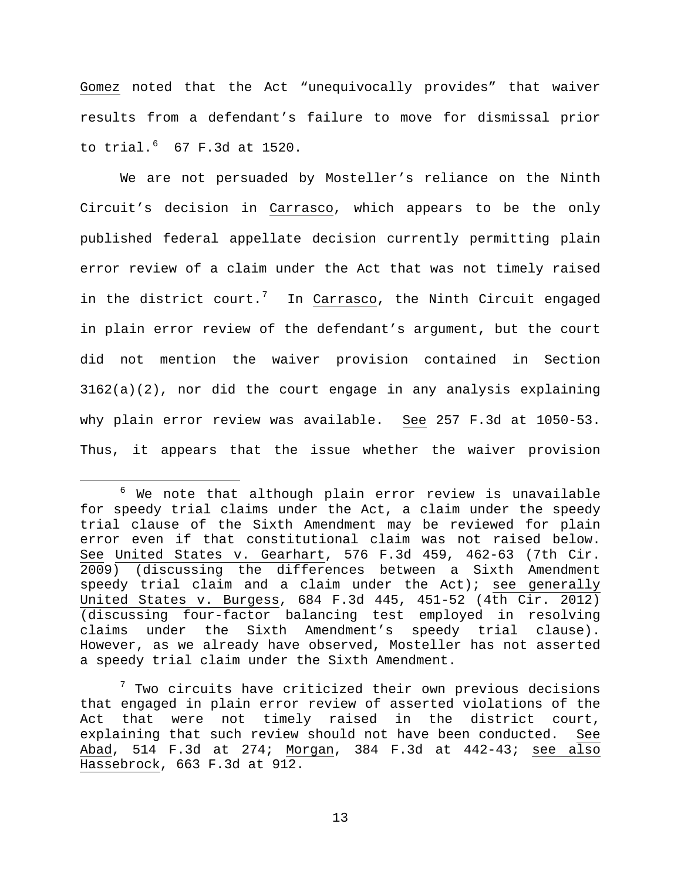Gomez noted that the Act "unequivocally provides" that waiver results from a defendant's failure to move for dismissal prior to trial.[6] 67 F.3d at 1520.

We are not persuaded by Mosteller's reliance on the Ninth Circuit's decision in Carrasco, which appears to be the only published federal appellate decision currently permitting plain error review of a claim under the Act that was not timely raised in the district court.[7] In Carrasco, the Ninth Circuit engaged in plain error review of the defendant's argument, but the court did not mention the waiver provision contained in Section 3162(a)(2), nor did the court engage in any analysis explaining why plain error review was available. See 257 F.3d at 1050-53. Thus, it appears that the issue whether the waiver provision

---

[6] We note that although plain error review is unavailable for speedy trial claims under the Act, a claim under the speedy trial clause of the Sixth Amendment may be reviewed for plain error even if that constitutional claim was not raised below. See United States v. Gearhart, 576 F.3d 459, 462-63 (7th Cir. 2009) (discussing the differences between a Sixth Amendment speedy trial claim and a claim under the Act); see generally United States v. Burgess, 684 F.3d 445, 451-52 (4th Cir. 2012) (discussing four-factor balancing test employed in resolving claims under the Sixth Amendment's speedy trial clause). However, as we already have observed, Mosteller has not asserted a speedy trial claim under the Sixth Amendment.

[7] Two circuits have criticized their own previous decisions that engaged in plain error review of asserted violations of the Act that were not timely raised in the district court, explaining that such review should not have been conducted. See Abad, 514 F.3d at 274; Morgan, 384 F.3d at 442-43; see also Hassebrock, 663 F.3d at 912.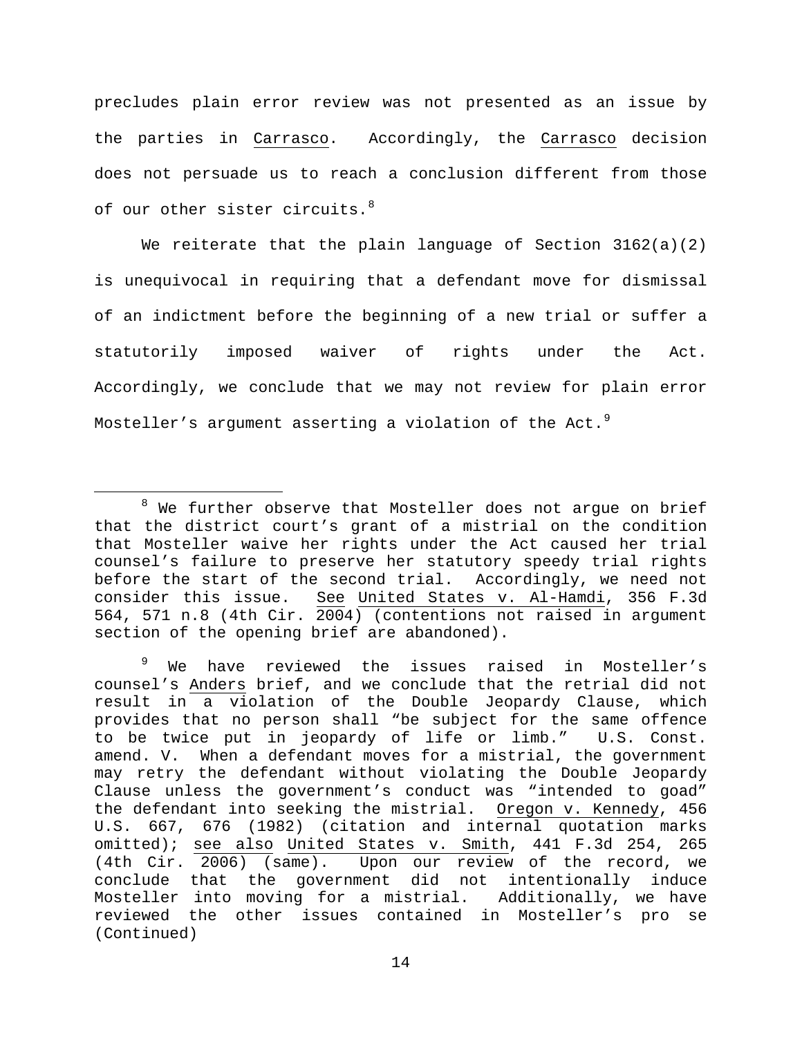precludes plain error review was not presented as an issue by the parties in Carrasco. Accordingly, the Carrasco decision does not persuade us to reach a conclusion different from those of our other sister circuits.[8]

We reiterate that the plain language of Section 3162(a)(2) is unequivocal in requiring that a defendant move for dismissal of an indictment before the beginning of a new trial or suffer a statutorily imposed waiver of rights under the Act. Accordingly, we conclude that we may not review for plain error Mosteller's argument asserting a violation of the Act.[9]

---

[8] We further observe that Mosteller does not argue on brief that the district court's grant of a mistrial on the condition that Mosteller waive her rights under the Act caused her trial counsel's failure to preserve her statutory speedy trial rights before the start of the second trial. Accordingly, we need not consider this issue. See United States v. Al-Hamdi, 356 F.3d 564, 571 n.8 (4th Cir. 2004) (contentions not raised in argument section of the opening brief are abandoned).

[9] We have reviewed the issues raised in Mosteller's counsel's Anders brief, and we conclude that the retrial did not result in a violation of the Double Jeopardy Clause, which provides that no person shall "be subject for the same offence to be twice put in jeopardy of life or limb." U.S. Const. amend. V. When a defendant moves for a mistrial, the government may retry the defendant without violating the Double Jeopardy Clause unless the government's conduct was "intended to goad" the defendant into seeking the mistrial. Oregon v. Kennedy, 456 U.S. 667, 676 (1982) (citation and internal quotation marks omitted); see also United States v. Smith, 441 F.3d 254, 265 (4th Cir. 2006) (same). Upon our review of the record, we conclude that the government did not intentionally induce Mosteller into moving for a mistrial. Additionally, we have reviewed the other issues contained in Mosteller's pro se (Continued)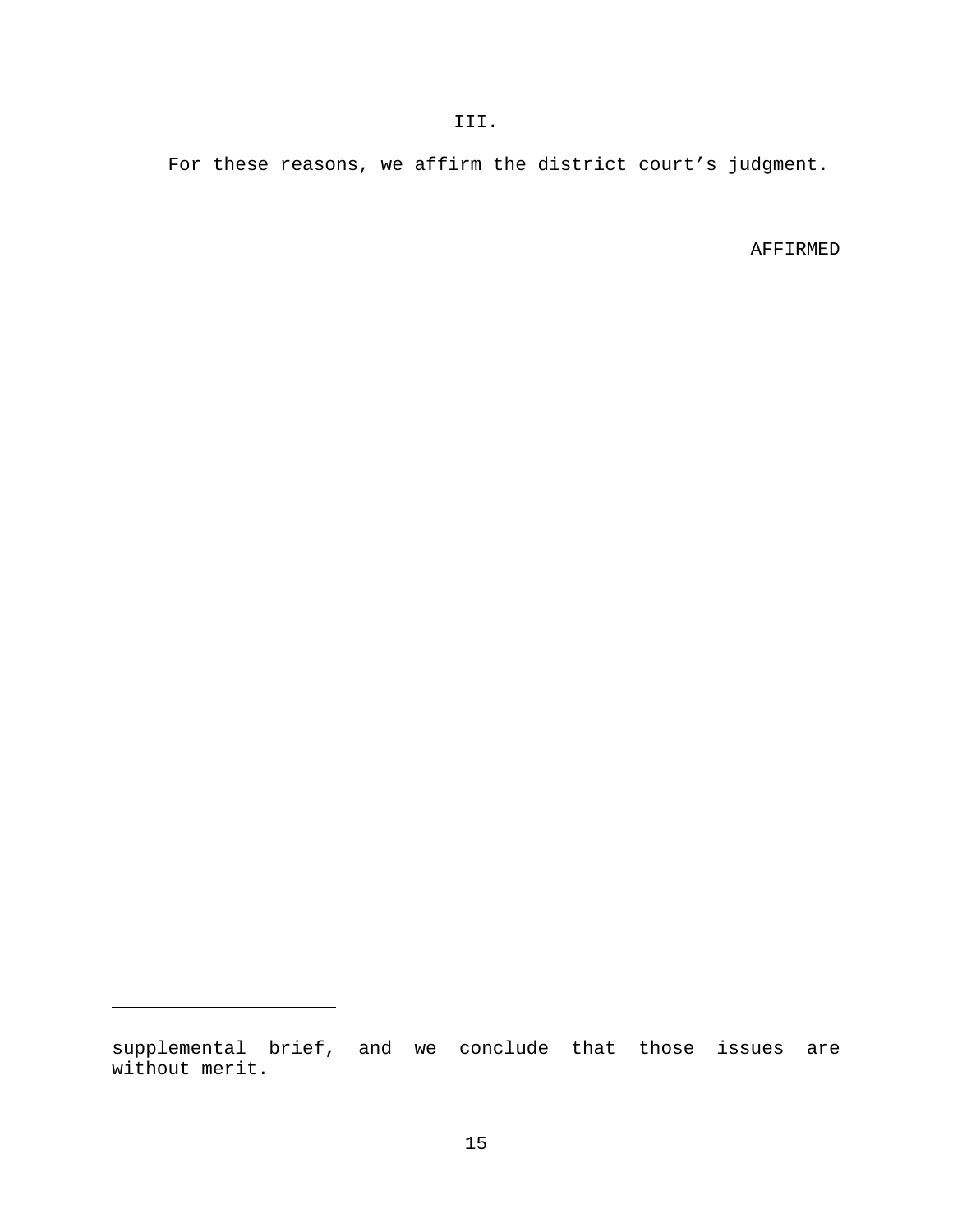III.

For these reasons, we affirm the district court's judgment.

AFFIRMED

---

supplemental brief, and we conclude that those issues are without merit.